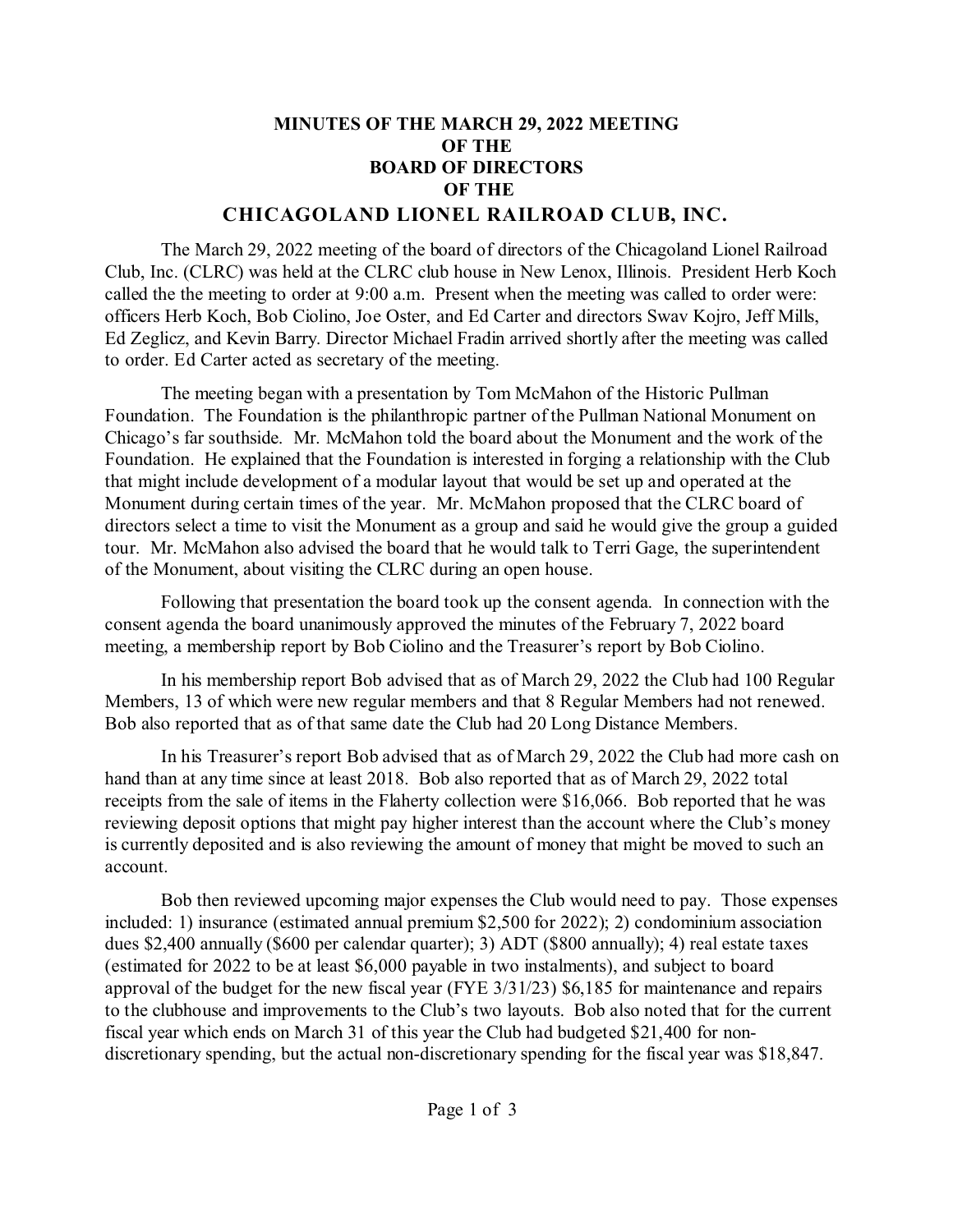# MINUTES OF THE MARCH 29, 2022 MEETING
# OF THE
# BOARD OF DIRECTORS
# OF THE
# CHICAGOLAND LIONEL RAILROAD CLUB, INC.

The March 29, 2022 meeting of the board of directors of the Chicagoland Lionel Railroad Club, Inc. (CLRC) was held at the CLRC club house in New Lenox, Illinois. President Herb Koch called the the meeting to order at 9:00 a.m. Present when the meeting was called to order were: officers Herb Koch, Bob Ciolino, Joe Oster, and Ed Carter and directors Swav Kojro, Jeff Mills, Ed Zeglicz, and Kevin Barry. Director Michael Fradin arrived shortly after the meeting was called to order. Ed Carter acted as secretary of the meeting.

The meeting began with a presentation by Tom McMahon of the Historic Pullman Foundation. The Foundation is the philanthropic partner of the Pullman National Monument on Chicago's far southside. Mr. McMahon told the board about the Monument and the work of the Foundation. He explained that the Foundation is interested in forging a relationship with the Club that might include development of a modular layout that would be set up and operated at the Monument during certain times of the year. Mr. McMahon proposed that the CLRC board of directors select a time to visit the Monument as a group and said he would give the group a guided tour. Mr. McMahon also advised the board that he would talk to Terri Gage, the superintendent of the Monument, about visiting the CLRC during an open house.

Following that presentation the board took up the consent agenda. In connection with the consent agenda the board unanimously approved the minutes of the February 7, 2022 board meeting, a membership report by Bob Ciolino and the Treasurer's report by Bob Ciolino.

In his membership report Bob advised that as of March 29, 2022 the Club had 100 Regular Members, 13 of which were new regular members and that 8 Regular Members had not renewed. Bob also reported that as of that same date the Club had 20 Long Distance Members.

In his Treasurer's report Bob advised that as of March 29, 2022 the Club had more cash on hand than at any time since at least 2018. Bob also reported that as of March 29, 2022 total receipts from the sale of items in the Flaherty collection were $16,066. Bob reported that he was reviewing deposit options that might pay higher interest than the account where the Club's money is currently deposited and is also reviewing the amount of money that might be moved to such an account.

Bob then reviewed upcoming major expenses the Club would need to pay. Those expenses included: 1) insurance (estimated annual premium $2,500 for 2022); 2) condominium association dues $2,400 annually ($600 per calendar quarter); 3) ADT ($800 annually); 4) real estate taxes (estimated for 2022 to be at least $6,000 payable in two instalments), and subject to board approval of the budget for the new fiscal year (FYE 3/31/23) $6,185 for maintenance and repairs to the clubhouse and improvements to the Club's two layouts. Bob also noted that for the current fiscal year which ends on March 31 of this year the Club had budgeted $21,400 for non-discretionary spending, but the actual non-discretionary spending for the fiscal year was $18,847.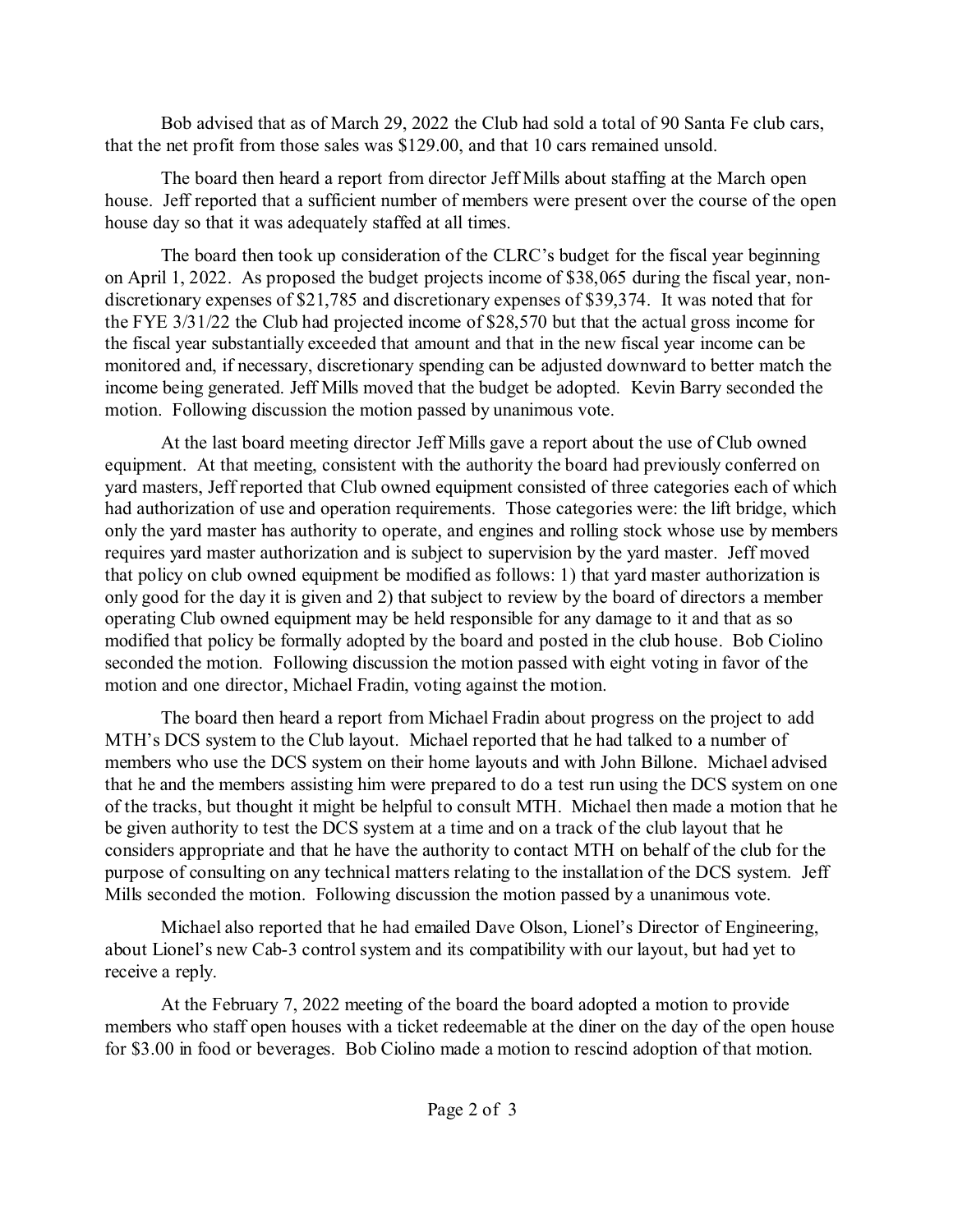Bob advised that as of March 29, 2022 the Club had sold a total of 90 Santa Fe club cars, that the net profit from those sales was $129.00, and that 10 cars remained unsold.

The board then heard a report from director Jeff Mills about staffing at the March open house. Jeff reported that a sufficient number of members were present over the course of the open house day so that it was adequately staffed at all times.

The board then took up consideration of the CLRC's budget for the fiscal year beginning on April 1, 2022. As proposed the budget projects income of $38,065 during the fiscal year, non-discretionary expenses of $21,785 and discretionary expenses of $39,374. It was noted that for the FYE 3/31/22 the Club had projected income of $28,570 but that the actual gross income for the fiscal year substantially exceeded that amount and that in the new fiscal year income can be monitored and, if necessary, discretionary spending can be adjusted downward to better match the income being generated. Jeff Mills moved that the budget be adopted. Kevin Barry seconded the motion. Following discussion the motion passed by unanimous vote.

At the last board meeting director Jeff Mills gave a report about the use of Club owned equipment. At that meeting, consistent with the authority the board had previously conferred on yard masters, Jeff reported that Club owned equipment consisted of three categories each of which had authorization of use and operation requirements. Those categories were: the lift bridge, which only the yard master has authority to operate, and engines and rolling stock whose use by members requires yard master authorization and is subject to supervision by the yard master. Jeff moved that policy on club owned equipment be modified as follows: 1) that yard master authorization is only good for the day it is given and 2) that subject to review by the board of directors a member operating Club owned equipment may be held responsible for any damage to it and that as so modified that policy be formally adopted by the board and posted in the club house. Bob Ciolino seconded the motion. Following discussion the motion passed with eight voting in favor of the motion and one director, Michael Fradin, voting against the motion.

The board then heard a report from Michael Fradin about progress on the project to add MTH's DCS system to the Club layout. Michael reported that he had talked to a number of members who use the DCS system on their home layouts and with John Billone. Michael advised that he and the members assisting him were prepared to do a test run using the DCS system on one of the tracks, but thought it might be helpful to consult MTH. Michael then made a motion that he be given authority to test the DCS system at a time and on a track of the club layout that he considers appropriate and that he have the authority to contact MTH on behalf of the club for the purpose of consulting on any technical matters relating to the installation of the DCS system. Jeff Mills seconded the motion. Following discussion the motion passed by a unanimous vote.

Michael also reported that he had emailed Dave Olson, Lionel's Director of Engineering, about Lionel's new Cab-3 control system and its compatibility with our layout, but had yet to receive a reply.

At the February 7, 2022 meeting of the board the board adopted a motion to provide members who staff open houses with a ticket redeemable at the diner on the day of the open house for $3.00 in food or beverages. Bob Ciolino made a motion to rescind adoption of that motion.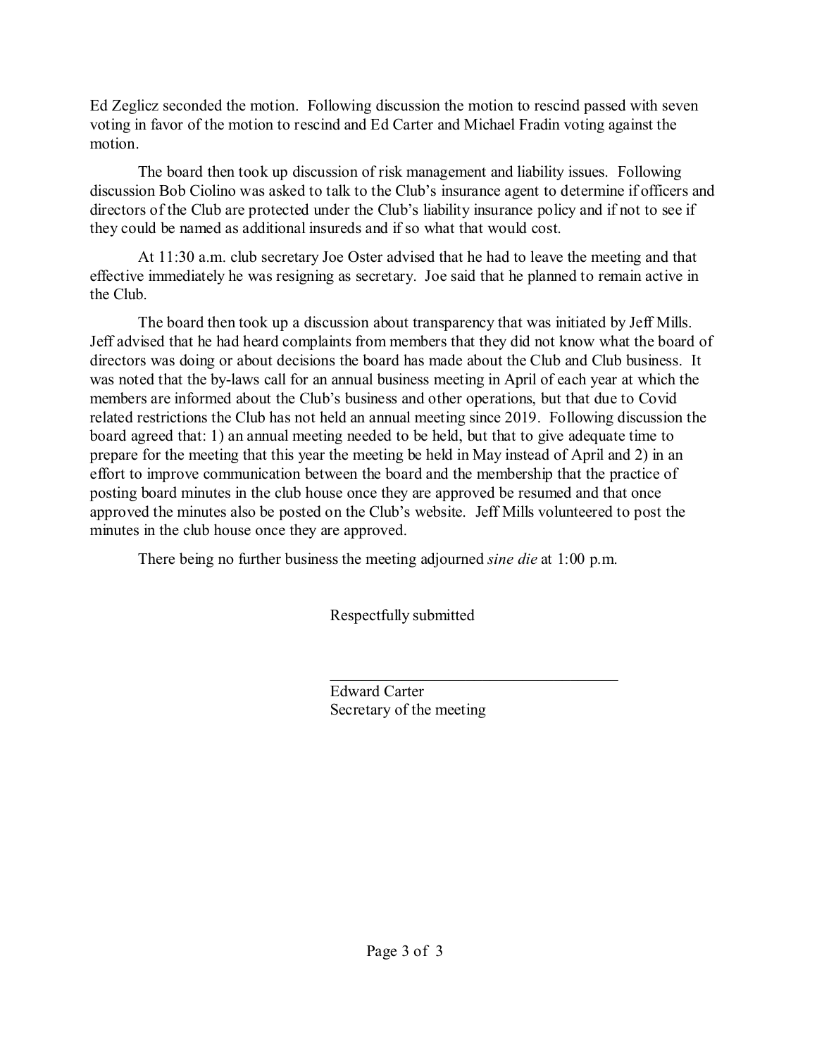Ed Zeglicz seconded the motion. Following discussion the motion to rescind passed with seven voting in favor of the motion to rescind and Ed Carter and Michael Fradin voting against the motion.

The board then took up discussion of risk management and liability issues. Following discussion Bob Ciolino was asked to talk to the Club's insurance agent to determine if officers and directors of the Club are protected under the Club's liability insurance policy and if not to see if they could be named as additional insureds and if so what that would cost.

At 11:30 a.m. club secretary Joe Oster advised that he had to leave the meeting and that effective immediately he was resigning as secretary. Joe said that he planned to remain active in the Club.

The board then took up a discussion about transparency that was initiated by Jeff Mills. Jeff advised that he had heard complaints from members that they did not know what the board of directors was doing or about decisions the board has made about the Club and Club business. It was noted that the by-laws call for an annual business meeting in April of each year at which the members are informed about the Club's business and other operations, but that due to Covid related restrictions the Club has not held an annual meeting since 2019. Following discussion the board agreed that: 1) an annual meeting needed to be held, but that to give adequate time to prepare for the meeting that this year the meeting be held in May instead of April and 2) in an effort to improve communication between the board and the membership that the practice of posting board minutes in the club house once they are approved be resumed and that once approved the minutes also be posted on the Club's website. Jeff Mills volunteered to post the minutes in the club house once they are approved.

There being no further business the meeting adjourned *sine die* at 1:00 p.m.

Respectfully submitted

\_\_\_\_\_\_\_\_\_\_\_\_\_\_\_\_\_\_\_\_\_\_\_\_\_\_\_\_\_\_\_\_\_\_\_\_

Edward Carter
Secretary of the meeting